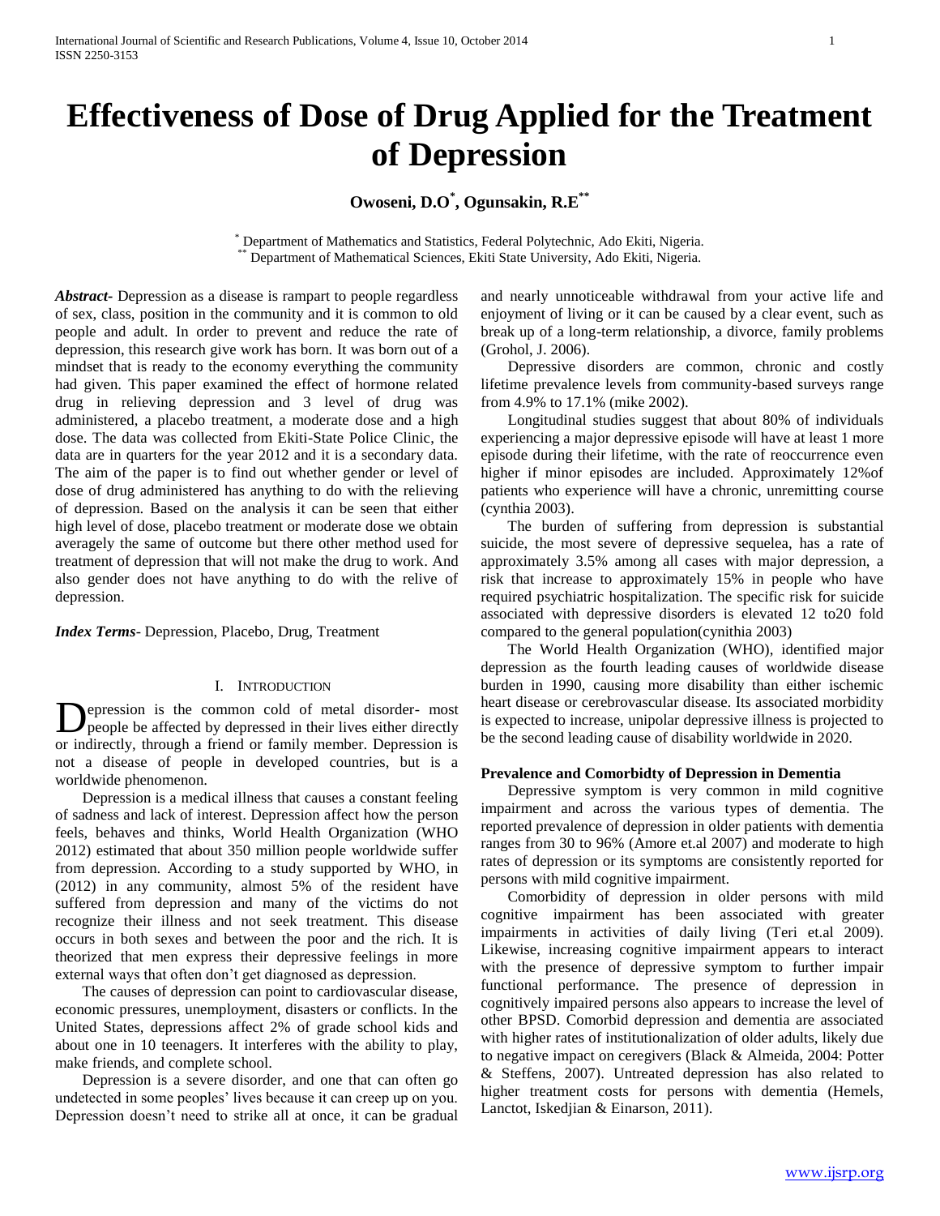# Effectiveness of Dose of Drug Applied for the Treatment of Depression

**Owoseni, D.O[*], Ogunsakin, R.E[**]**

[*] Department of Mathematics and Statistics, Federal Polytechnic, Ado Ekiti, Nigeria.
[**] Department of Mathematical Sciences, Ekiti State University, Ado Ekiti, Nigeria.

***Abstract-*** Depression as a disease is rampart to people regardless of sex, class, position in the community and it is common to old people and adult. In order to prevent and reduce the rate of depression, this research give work has born. It was born out of a mindset that is ready to the economy everything the community had given. This paper examined the effect of hormone related drug in relieving depression and 3 level of drug was administered, a placebo treatment, a moderate dose and a high dose. The data was collected from Ekiti-State Police Clinic, the data are in quarters for the year 2012 and it is a secondary data. The aim of the paper is to find out whether gender or level of dose of drug administered has anything to do with the relieving of depression. Based on the analysis it can be seen that either high level of dose, placebo treatment or moderate dose we obtain averagely the same of outcome but there other method used for treatment of depression that will not make the drug to work. And also gender does not have anything to do with the relive of depression.

***Index Terms-*** Depression, Placebo, Drug, Treatment

## I. Introduction

Depression is the common cold of metal disorder- most people be affected by depressed in their lives either directly or indirectly, through a friend or family member. Depression is not a disease of people in developed countries, but is a worldwide phenomenon.

Depression is a medical illness that causes a constant feeling of sadness and lack of interest. Depression affect how the person feels, behaves and thinks, World Health Organization (WHO 2012) estimated that about 350 million people worldwide suffer from depression. According to a study supported by WHO, in (2012) in any community, almost 5% of the resident have suffered from depression and many of the victims do not recognize their illness and not seek treatment. This disease occurs in both sexes and between the poor and the rich. It is theorized that men express their depressive feelings in more external ways that often don't get diagnosed as depression.

The causes of depression can point to cardiovascular disease, economic pressures, unemployment, disasters or conflicts. In the United States, depressions affect 2% of grade school kids and about one in 10 teenagers. It interferes with the ability to play, make friends, and complete school.

Depression is a severe disorder, and one that can often go undetected in some peoples' lives because it can creep up on you. Depression doesn't need to strike all at once, it can be gradual and nearly unnoticeable withdrawal from your active life and enjoyment of living or it can be caused by a clear event, such as break up of a long-term relationship, a divorce, family problems (Grohol, J. 2006).

Depressive disorders are common, chronic and costly lifetime prevalence levels from community-based surveys range from 4.9% to 17.1% (mike 2002).

Longitudinal studies suggest that about 80% of individuals experiencing a major depressive episode will have at least 1 more episode during their lifetime, with the rate of reoccurrence even higher if minor episodes are included. Approximately 12%of patients who experience will have a chronic, unremitting course (cynthia 2003).

The burden of suffering from depression is substantial suicide, the most severe of depressive sequelea, has a rate of approximately 3.5% among all cases with major depression, a risk that increase to approximately 15% in people who have required psychiatric hospitalization. The specific risk for suicide associated with depressive disorders is elevated 12 to20 fold compared to the general population(cynithia 2003)

The World Health Organization (WHO), identified major depression as the fourth leading causes of worldwide disease burden in 1990, causing more disability than either ischemic heart disease or cerebrovascular disease. Its associated morbidity is expected to increase, unipolar depressive illness is projected to be the second leading cause of disability worldwide in 2020.

### Prevalence and Comorbidty of Depression in Dementia

Depressive symptom is very common in mild cognitive impairment and across the various types of dementia. The reported prevalence of depression in older patients with dementia ranges from 30 to 96% (Amore et.al 2007) and moderate to high rates of depression or its symptoms are consistently reported for persons with mild cognitive impairment.

Comorbidity of depression in older persons with mild cognitive impairment has been associated with greater impairments in activities of daily living (Teri et.al 2009). Likewise, increasing cognitive impairment appears to interact with the presence of depressive symptom to further impair functional performance. The presence of depression in cognitively impaired persons also appears to increase the level of other BPSD. Comorbid depression and dementia are associated with higher rates of institutionalization of older adults, likely due to negative impact on ceregivers (Black & Almeida, 2004: Potter & Steffens, 2007). Untreated depression has also related to higher treatment costs for persons with dementia (Hemels, Lanctot, Iskedjian & Einarson, 2011).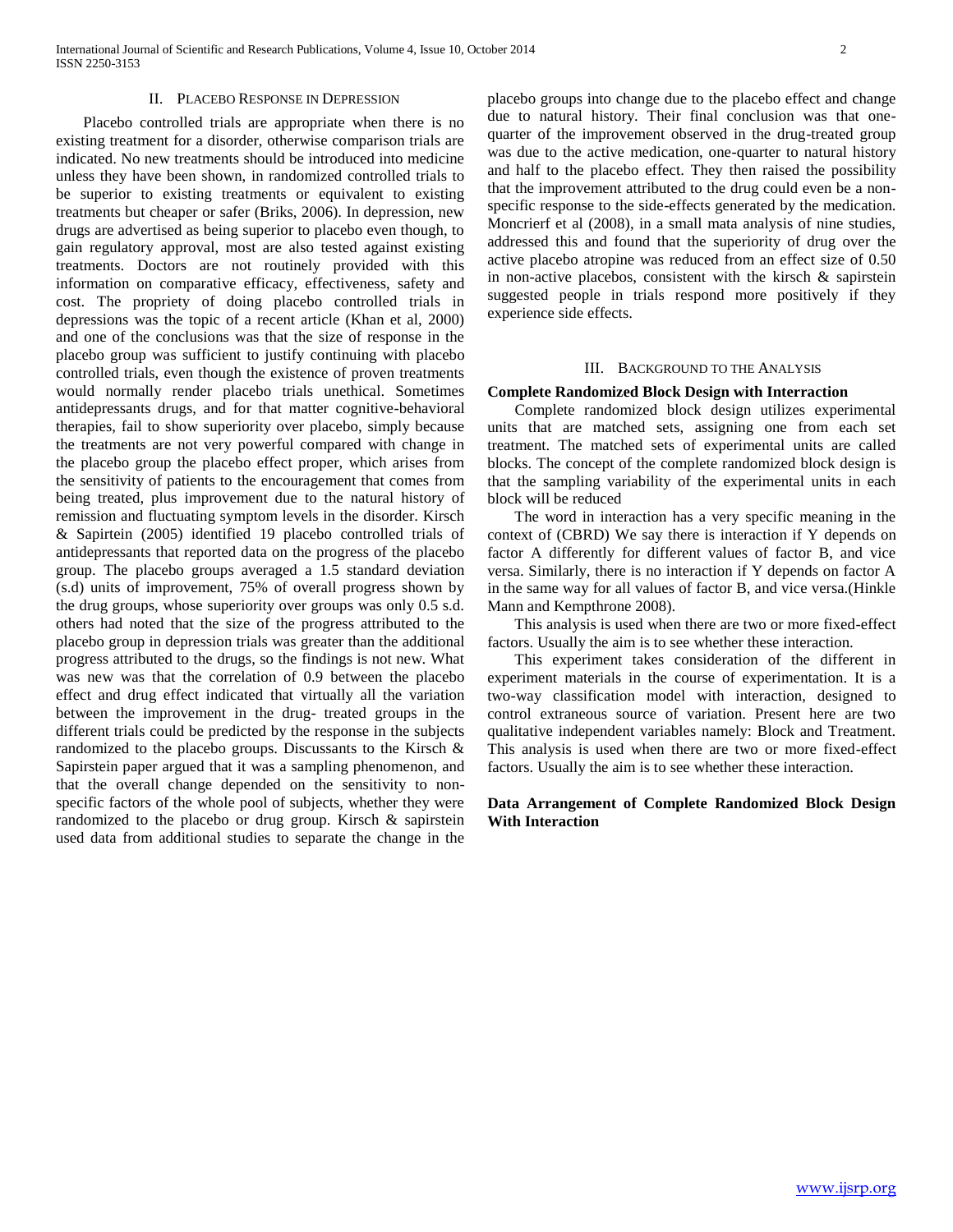## II. Placebo Response in Depression

Placebo controlled trials are appropriate when there is no existing treatment for a disorder, otherwise comparison trials are indicated. No new treatments should be introduced into medicine unless they have been shown, in randomized controlled trials to be superior to existing treatments or equivalent to existing treatments but cheaper or safer (Briks, 2006). In depression, new drugs are advertised as being superior to placebo even though, to gain regulatory approval, most are also tested against existing treatments. Doctors are not routinely provided with this information on comparative efficacy, effectiveness, safety and cost. The propriety of doing placebo controlled trials in depressions was the topic of a recent article (Khan et al, 2000) and one of the conclusions was that the size of response in the placebo group was sufficient to justify continuing with placebo controlled trials, even though the existence of proven treatments would normally render placebo trials unethical. Sometimes antidepressants drugs, and for that matter cognitive-behavioral therapies, fail to show superiority over placebo, simply because the treatments are not very powerful compared with change in the placebo group the placebo effect proper, which arises from the sensitivity of patients to the encouragement that comes from being treated, plus improvement due to the natural history of remission and fluctuating symptom levels in the disorder. Kirsch & Sapirtein (2005) identified 19 placebo controlled trials of antidepressants that reported data on the progress of the placebo group. The placebo groups averaged a 1.5 standard deviation (s.d) units of improvement, 75% of overall progress shown by the drug groups, whose superiority over groups was only 0.5 s.d. others had noted that the size of the progress attributed to the placebo group in depression trials was greater than the additional progress attributed to the drugs, so the findings is not new. What was new was that the correlation of 0.9 between the placebo effect and drug effect indicated that virtually all the variation between the improvement in the drug- treated groups in the different trials could be predicted by the response in the subjects randomized to the placebo groups. Discussants to the Kirsch & Sapirstein paper argued that it was a sampling phenomenon, and that the overall change depended on the sensitivity to non-specific factors of the whole pool of subjects, whether they were randomized to the placebo or drug group. Kirsch & sapirstein used data from additional studies to separate the change in the placebo groups into change due to the placebo effect and change due to natural history. Their final conclusion was that one-quarter of the improvement observed in the drug-treated group was due to the active medication, one-quarter to natural history and half to the placebo effect. They then raised the possibility that the improvement attributed to the drug could even be a non-specific response to the side-effects generated by the medication. Moncrierf et al (2008), in a small mata analysis of nine studies, addressed this and found that the superiority of drug over the active placebo atropine was reduced from an effect size of 0.50 in non-active placebos, consistent with the kirsch & sapirstein suggested people in trials respond more positively if they experience side effects.

## III. Background to the Analysis

### Complete Randomized Block Design with Interraction

Complete randomized block design utilizes experimental units that are matched sets, assigning one from each set treatment. The matched sets of experimental units are called blocks. The concept of the complete randomized block design is that the sampling variability of the experimental units in each block will be reduced

The word in interaction has a very specific meaning in the context of (CBRD) We say there is interaction if Y depends on factor A differently for different values of factor B, and vice versa. Similarly, there is no interaction if Y depends on factor A in the same way for all values of factor B, and vice versa.(Hinkle Mann and Kempthrone 2008).

This analysis is used when there are two or more fixed-effect factors. Usually the aim is to see whether these interaction.

This experiment takes consideration of the different in experiment materials in the course of experimentation. It is a two-way classification model with interaction, designed to control extraneous source of variation. Present here are two qualitative independent variables namely: Block and Treatment. This analysis is used when there are two or more fixed-effect factors. Usually the aim is to see whether these interaction.

### Data Arrangement of Complete Randomized Block Design With Interaction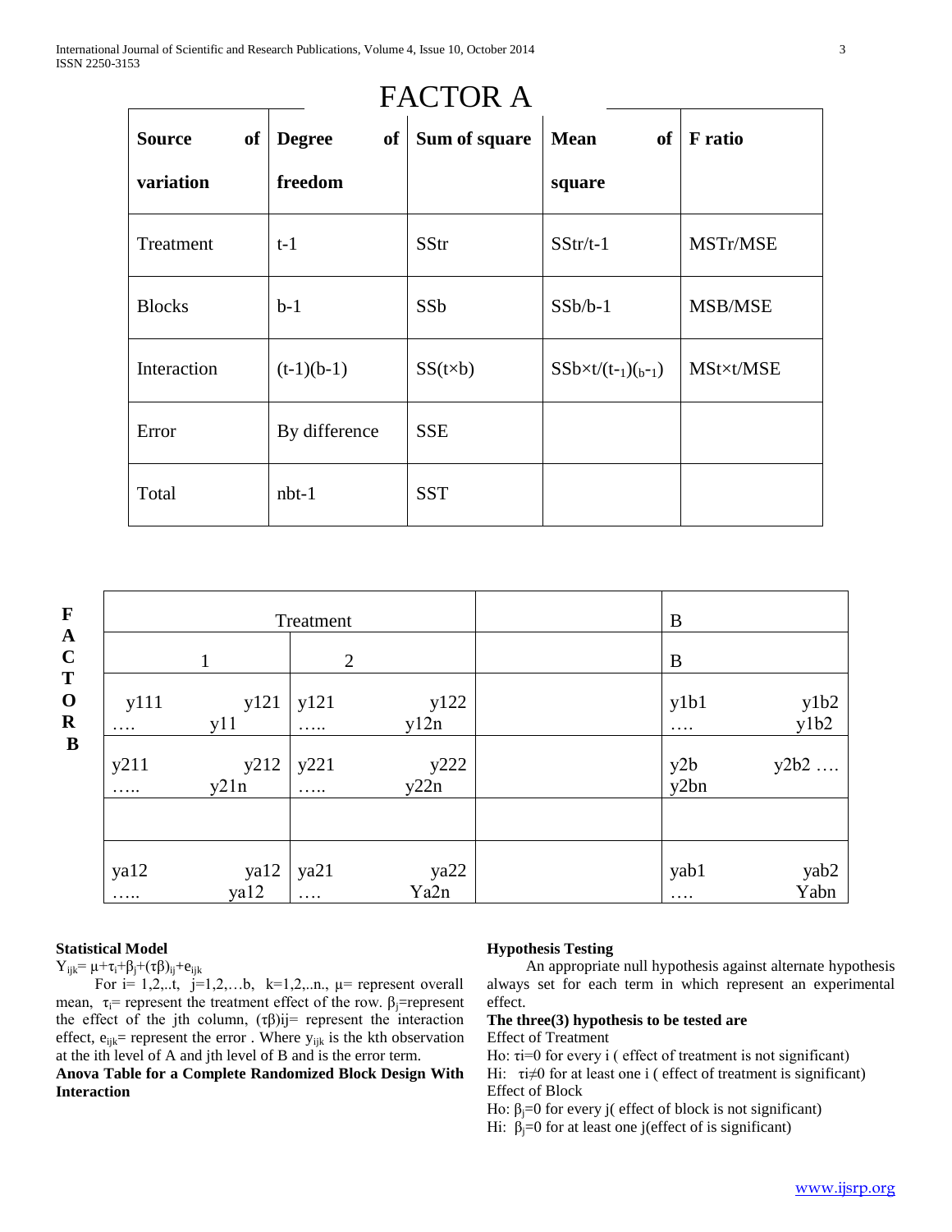# FACTOR A

| Source of variation | Degree of freedom | Sum of square | Mean of square | F ratio |
|---|---|---|---|---|
| Treatment | t-1 | SStr | SStr/t-1 | MSTr/MSE |
| Blocks | b-1 | SSb | SSb/b-1 | MSB/MSE |
| Interaction | (t-1)(b-1) | SS(t×b) | SSb×t/(t-1)(b-1) | MSt×t/MSE |
| Error | By difference | SSE | | |
| Total | nbt-1 | SST | | |

FACTOR B

| Treatment | | | | | B | |
|---|---|---|---|---|---|---|
| 1 | | 2 | | | B | |
| y111 …. | y121 y11 | y121 ….. | y122 y12n | | y1b1 …. | y1b2 y1b2 |
| y211 ….. | y212 y21n | y221 ….. | y222 y22n | | y2b y2bn | y2b2 …. |
| | | | | | | |
| ya12 ….. | ya12 ya12 | ya21 …. | ya22 Ya2n | | yab1 …. | yab2 Yabn |

**Statistical Model**

$Y_{ijk} = \mu + \tau_i + \beta_j + (\tau\beta)_{ij} + e_{ijk}$

For i= 1,2,..t, j=1,2,…b, k=1,2,..n., $\mu$= represent overall mean, $\tau_i$= represent the treatment effect of the row. $\beta_j$=represent the effect of the jth column, $(\tau\beta)ij$= represent the interaction effect, $e_{ijk}$= represent the error . Where $y_{ijk}$ is the kth observation at the ith level of A and jth level of B and is the error term.

**Anova Table for a Complete Randomized Block Design With Interaction**

**Hypothesis Testing**

An appropriate null hypothesis against alternate hypothesis always set for each term in which represent an experimental effect.

**The three(3) hypothesis to be tested are**

Effect of Treatment

Ho: $\tau i=0$ for every i ( effect of treatment is not significant)

Hi: $\tau i \neq 0$ for at least one i ( effect of treatment is significant)

Effect of Block

Ho: $\beta_j=0$ for every j( effect of block is not significant)

Hi: $\beta_j=0$ for at least one j(effect of is significant)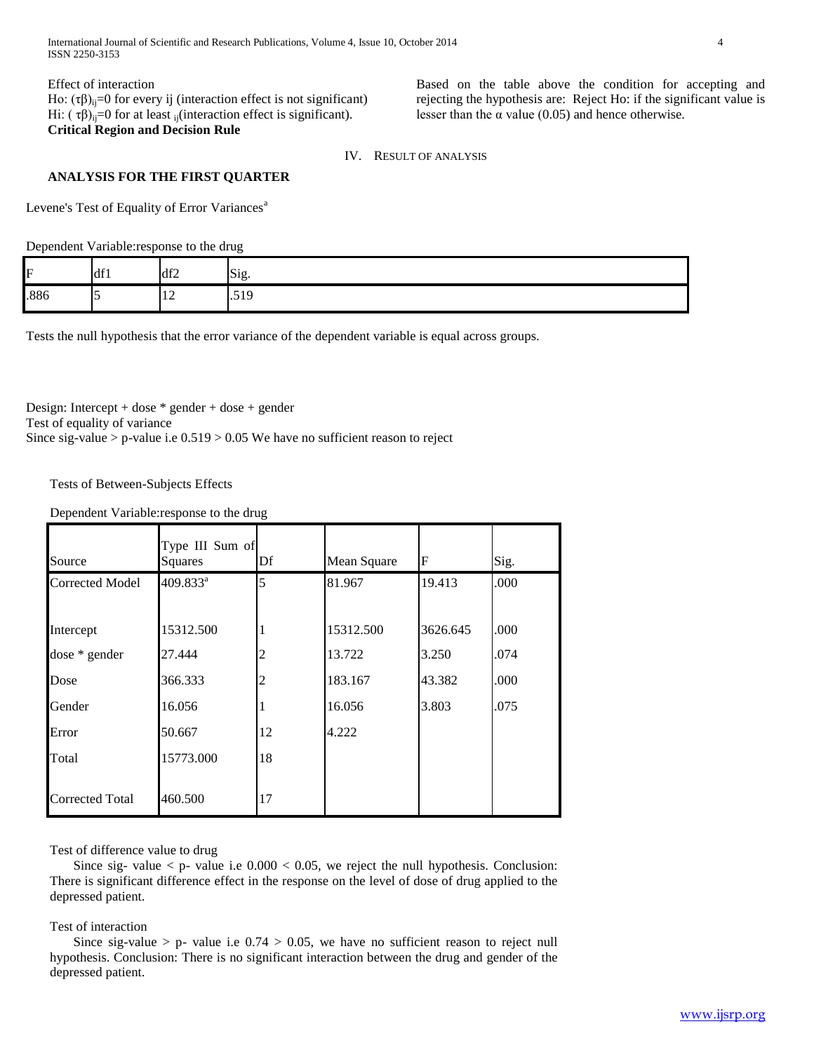Effect of interaction

Ho: $(\tau\beta)_{ij}=0$ for every ij (interaction effect is not significant)

Hi: $(\tau\beta)_{ij}=0$ for at least $_{ij}$(interaction effect is significant).

**Critical Region and Decision Rule**

Based on the table above the condition for accepting and rejecting the hypothesis are: Reject Ho: if the significant value is lesser than the α value (0.05) and hence otherwise.

## IV. Result of Analysis

### ANALYSIS FOR THE FIRST QUARTER

Levene's Test of Equality of Error Variances[a]

Dependent Variable:response to the drug

| F | df1 | df2 | Sig. |
|---|---|---|---|
| .886 | 5 | 12 | .519 |

Tests the null hypothesis that the error variance of the dependent variable is equal across groups.

Design: Intercept + dose * gender + dose + gender

Test of equality of variance

Since sig-value > p-value i.e 0.519 > 0.05 We have no sufficient reason to reject

Tests of Between-Subjects Effects

Dependent Variable:response to the drug

| Source | Type III Sum of Squares | Df | Mean Square | F | Sig. |
|---|---|---|---|---|---|
| Corrected Model | 409.833[a] | 5 | 81.967 | 19.413 | .000 |
| Intercept | 15312.500 | 1 | 15312.500 | 3626.645 | .000 |
| dose * gender | 27.444 | 2 | 13.722 | 3.250 | .074 |
| Dose | 366.333 | 2 | 183.167 | 43.382 | .000 |
| Gender | 16.056 | 1 | 16.056 | 3.803 | .075 |
| Error | 50.667 | 12 | 4.222 | | |
| Total | 15773.000 | 18 | | | |
| Corrected Total | 460.500 | 17 | | | |

Test of difference value to drug

Since sig- value < p- value i.e 0.000 < 0.05, we reject the null hypothesis. Conclusion: There is significant difference effect in the response on the level of dose of drug applied to the depressed patient.

Test of interaction

Since sig-value > p- value i.e 0.74 > 0.05, we have no sufficient reason to reject null hypothesis. Conclusion: There is no significant interaction between the drug and gender of the depressed patient.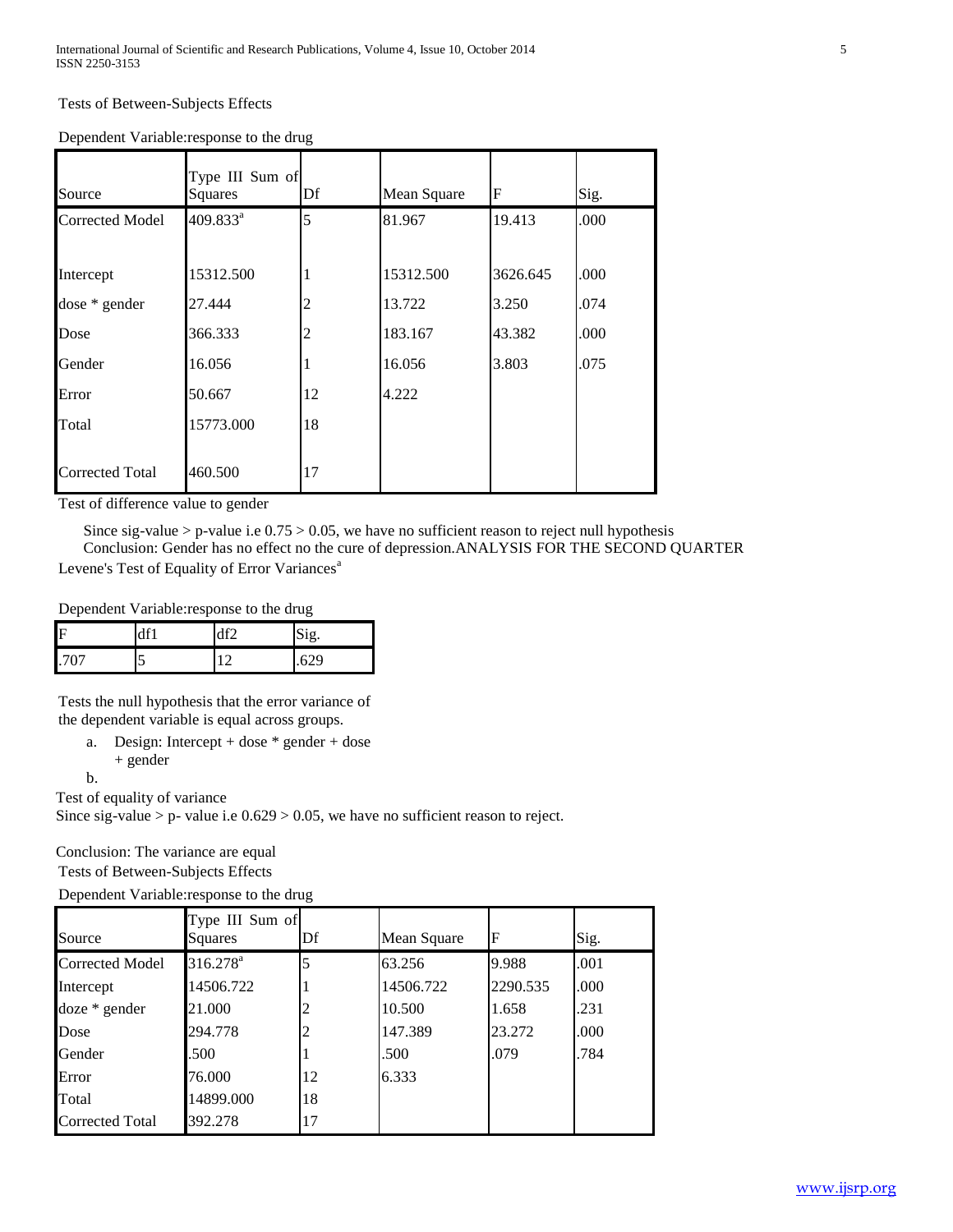Tests of Between-Subjects Effects

Dependent Variable:response to the drug

| Source | Type III Sum of Squares | Df | Mean Square | F | Sig. |
|---|---|---|---|---|---|
| Corrected Model | 409.833[a] | 5 | 81.967 | 19.413 | .000 |
| Intercept | 15312.500 | 1 | 15312.500 | 3626.645 | .000 |
| dose * gender | 27.444 | 2 | 13.722 | 3.250 | .074 |
| Dose | 366.333 | 2 | 183.167 | 43.382 | .000 |
| Gender | 16.056 | 1 | 16.056 | 3.803 | .075 |
| Error | 50.667 | 12 | 4.222 | | |
| Total | 15773.000 | 18 | | | |
| Corrected Total | 460.500 | 17 | | | |

Test of difference value to gender

Since sig-value > p-value i.e 0.75 > 0.05, we have no sufficient reason to reject null hypothesis

Conclusion: Gender has no effect no the cure of depression.ANALYSIS FOR THE SECOND QUARTER

Levene's Test of Equality of Error Variances[a]

Dependent Variable:response to the drug

| F | df1 | df2 | Sig. |
|---|---|---|---|
| .707 | 5 | 12 | .629 |

Tests the null hypothesis that the error variance of the dependent variable is equal across groups.

a. Design: Intercept + dose * gender + dose + gender

b.

Test of equality of variance

Since sig-value > p- value i.e 0.629 > 0.05, we have no sufficient reason to reject.

Conclusion: The variance are equal

Tests of Between-Subjects Effects

Dependent Variable:response to the drug

| Source | Type III Sum of Squares | Df | Mean Square | F | Sig. |
|---|---|---|---|---|---|
| Corrected Model | 316.278[a] | 5 | 63.256 | 9.988 | .001 |
| Intercept | 14506.722 | 1 | 14506.722 | 2290.535 | .000 |
| doze * gender | 21.000 | 2 | 10.500 | 1.658 | .231 |
| Dose | 294.778 | 2 | 147.389 | 23.272 | .000 |
| Gender | .500 | 1 | .500 | .079 | .784 |
| Error | 76.000 | 12 | 6.333 | | |
| Total | 14899.000 | 18 | | | |
| Corrected Total | 392.278 | 17 | | | |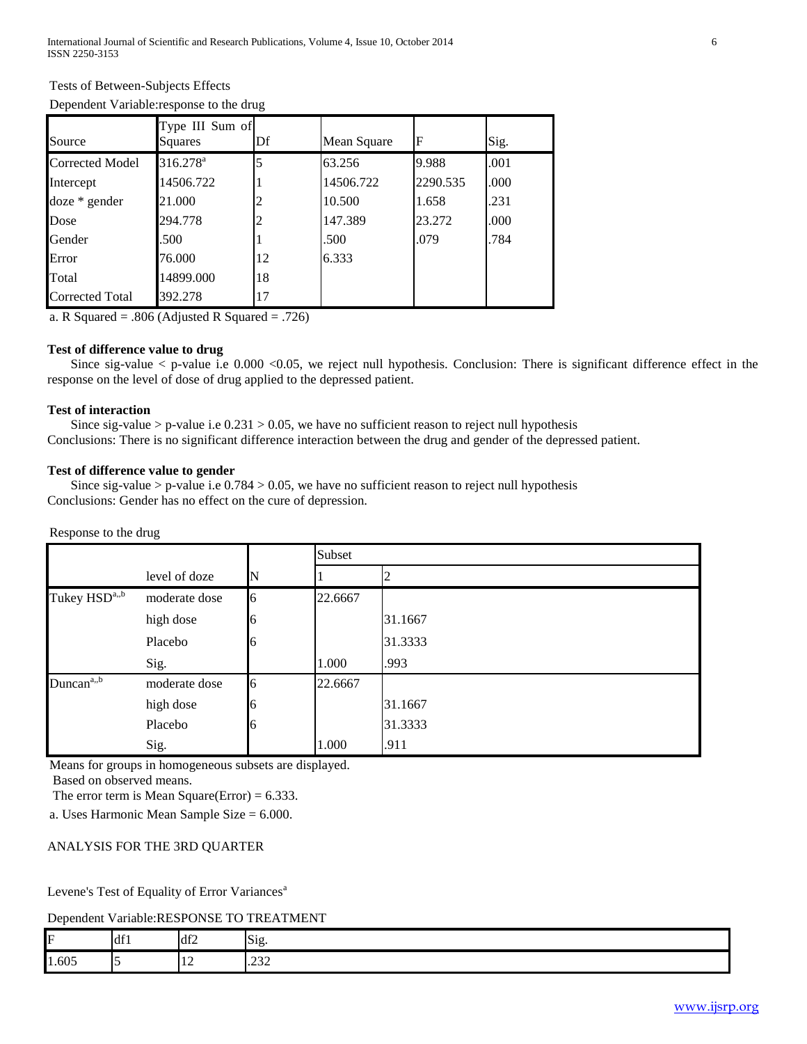Tests of Between-Subjects Effects

Dependent Variable:response to the drug

| Source | Type III Sum of Squares | Df | Mean Square | F | Sig. |
|---|---|---|---|---|---|
| Corrected Model | 316.278[a] | 5 | 63.256 | 9.988 | .001 |
| Intercept | 14506.722 | 1 | 14506.722 | 2290.535 | .000 |
| doze * gender | 21.000 | 2 | 10.500 | 1.658 | .231 |
| Dose | 294.778 | 2 | 147.389 | 23.272 | .000 |
| Gender | .500 | 1 | .500 | .079 | .784 |
| Error | 76.000 | 12 | 6.333 | | |
| Total | 14899.000 | 18 | | | |
| Corrected Total | 392.278 | 17 | | | |

a. R Squared = .806 (Adjusted R Squared = .726)

**Test of difference value to drug**

Since sig-value < p-value i.e 0.000 <0.05, we reject null hypothesis. Conclusion: There is significant difference effect in the response on the level of dose of drug applied to the depressed patient.

**Test of interaction**

Since sig-value > p-value i.e 0.231 > 0.05, we have no sufficient reason to reject null hypothesis

Conclusions: There is no significant difference interaction between the drug and gender of the depressed patient.

**Test of difference value to gender**

Since sig-value > p-value i.e 0.784 > 0.05, we have no sufficient reason to reject null hypothesis

Conclusions: Gender has no effect on the cure of depression.

Response to the drug

| | | | Subset | |
|---|---|---|---|---|
| | level of doze | N | 1 | 2 |
| Tukey HSD[a,,b] | moderate dose | 6 | 22.6667 | |
| | high dose | 6 | | 31.1667 |
| | Placebo | 6 | | 31.3333 |
| | Sig. | | 1.000 | .993 |
| Duncan[a,,b] | moderate dose | 6 | 22.6667 | |
| | high dose | 6 | | 31.1667 |
| | Placebo | 6 | | 31.3333 |
| | Sig. | | 1.000 | .911 |

Means for groups in homogeneous subsets are displayed.

Based on observed means.

The error term is Mean Square(Error) = 6.333.

a. Uses Harmonic Mean Sample Size = 6.000.

ANALYSIS FOR THE 3RD QUARTER

Levene's Test of Equality of Error Variances[a]

Dependent Variable:RESPONSE TO TREATMENT

| F | df1 | df2 | Sig. |
|---|---|---|---|
| 1.605 | 5 | 12 | .232 |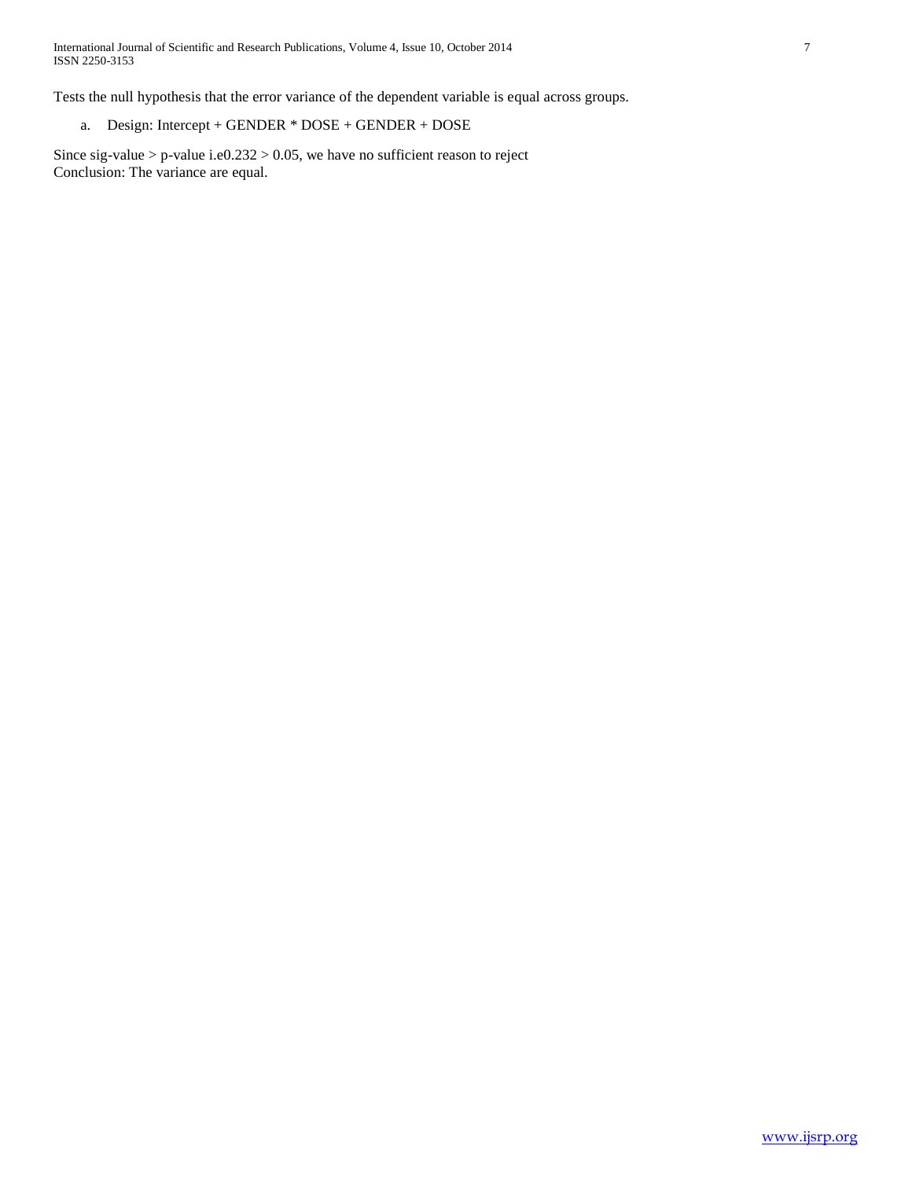Tests the null hypothesis that the error variance of the dependent variable is equal across groups.

a. Design: Intercept + GENDER * DOSE + GENDER + DOSE

Since sig-value > p-value i.e0.232 > 0.05, we have no sufficient reason to reject
Conclusion: The variance are equal.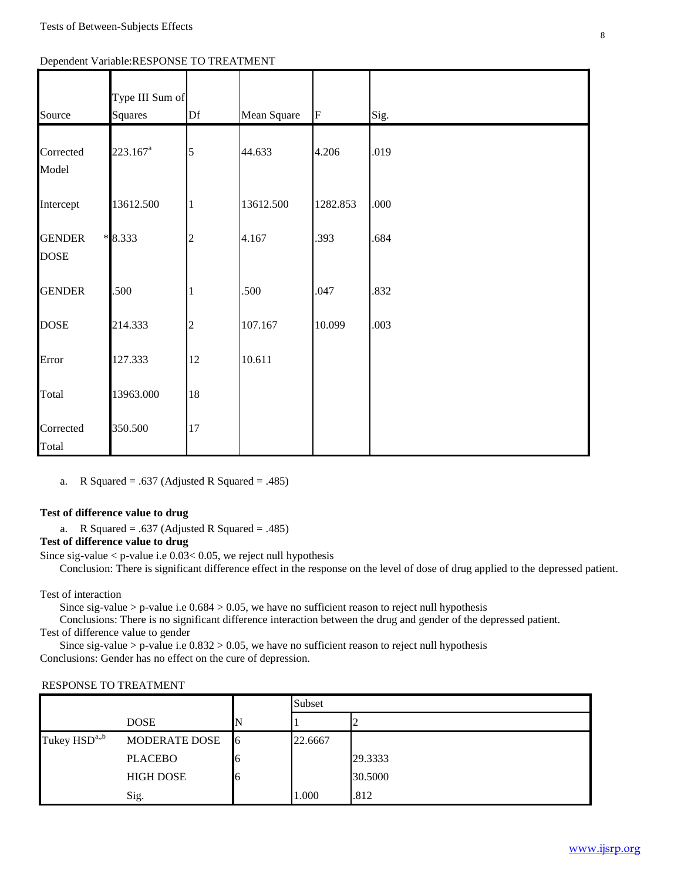Tests of Between-Subjects Effects

Dependent Variable:RESPONSE TO TREATMENT

| Source | Type III Sum of Squares | Df | Mean Square | F | Sig. |
|---|---|---|---|---|---|
| Corrected Model | 223.167[a] | 5 | 44.633 | 4.206 | .019 |
| Intercept | 13612.500 | 1 | 13612.500 | 1282.853 | .000 |
| GENDER * DOSE | 8.333 | 2 | 4.167 | .393 | .684 |
| GENDER | .500 | 1 | .500 | .047 | .832 |
| DOSE | 214.333 | 2 | 107.167 | 10.099 | .003 |
| Error | 127.333 | 12 | 10.611 | | |
| Total | 13963.000 | 18 | | | |
| Corrected Total | 350.500 | 17 | | | |

a. R Squared = .637 (Adjusted R Squared = .485)

**Test of difference value to drug**

a. R Squared = .637 (Adjusted R Squared = .485)

**Test of difference value to drug**

Since sig-value < p-value i.e 0.03< 0.05, we reject null hypothesis

Conclusion: There is significant difference effect in the response on the level of dose of drug applied to the depressed patient.

Test of interaction

Since sig-value > p-value i.e 0.684 > 0.05, we have no sufficient reason to reject null hypothesis

Conclusions: There is no significant difference interaction between the drug and gender of the depressed patient.

Test of difference value to gender

Since sig-value > p-value i.e 0.832 > 0.05, we have no sufficient reason to reject null hypothesis

Conclusions: Gender has no effect on the cure of depression.

RESPONSE TO TREATMENT

| | | | Subset | |
|---|---|---|---|---|
| | DOSE | N | 1 | 2 |
| Tukey HSD[a,b] | MODERATE DOSE | 6 | 22.6667 | |
| | PLACEBO | 6 | | 29.3333 |
| | HIGH DOSE | 6 | | 30.5000 |
| | Sig. | | 1.000 | .812 |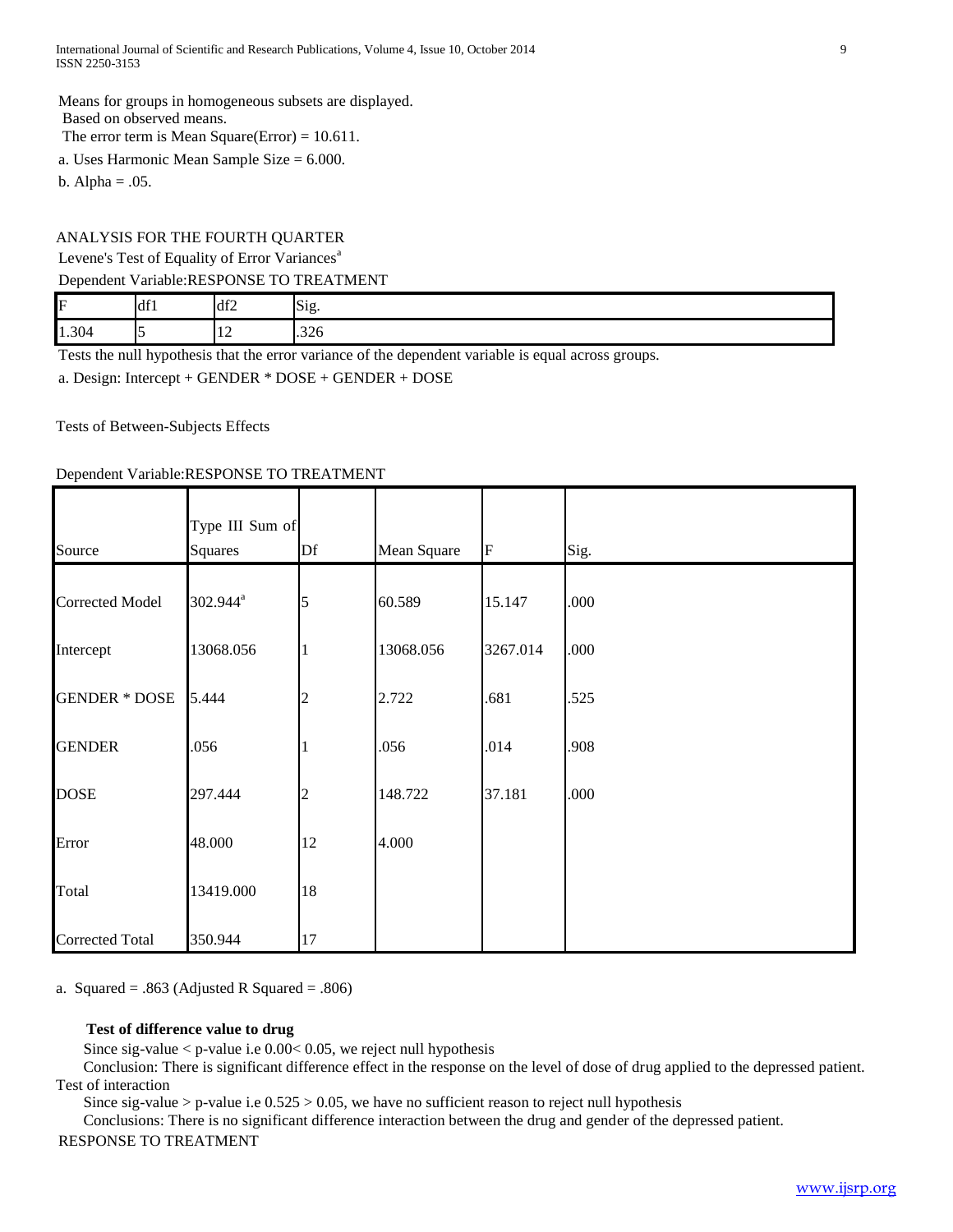Means for groups in homogeneous subsets are displayed.
Based on observed means.
The error term is Mean Square(Error) = 10.611.

a. Uses Harmonic Mean Sample Size = 6.000.

b. Alpha = .05.

ANALYSIS FOR THE FOURTH QUARTER

Levene's Test of Equality of Error Variances[a]

Dependent Variable:RESPONSE TO TREATMENT

| F | df1 | df2 | Sig. |
|---|---|---|---|
| 1.304 | 5 | 12 | .326 |

Tests the null hypothesis that the error variance of the dependent variable is equal across groups.

a. Design: Intercept + GENDER * DOSE + GENDER + DOSE

Tests of Between-Subjects Effects

Dependent Variable:RESPONSE TO TREATMENT

| Source | Type III Sum of Squares | Df | Mean Square | F | Sig. |
|---|---|---|---|---|---|
| Corrected Model | 302.944[a] | 5 | 60.589 | 15.147 | .000 |
| Intercept | 13068.056 | 1 | 13068.056 | 3267.014 | .000 |
| GENDER * DOSE | 5.444 | 2 | 2.722 | .681 | .525 |
| GENDER | .056 | 1 | .056 | .014 | .908 |
| DOSE | 297.444 | 2 | 148.722 | 37.181 | .000 |
| Error | 48.000 | 12 | 4.000 | | |
| Total | 13419.000 | 18 | | | |
| Corrected Total | 350.944 | 17 | | | |

a. Squared = .863 (Adjusted R Squared = .806)

**Test of difference value to drug**

Since sig-value < p-value i.e 0.00< 0.05, we reject null hypothesis

Conclusion: There is significant difference effect in the response on the level of dose of drug applied to the depressed patient.

Test of interaction

Since sig-value > p-value i.e 0.525 > 0.05, we have no sufficient reason to reject null hypothesis

Conclusions: There is no significant difference interaction between the drug and gender of the depressed patient.

RESPONSE TO TREATMENT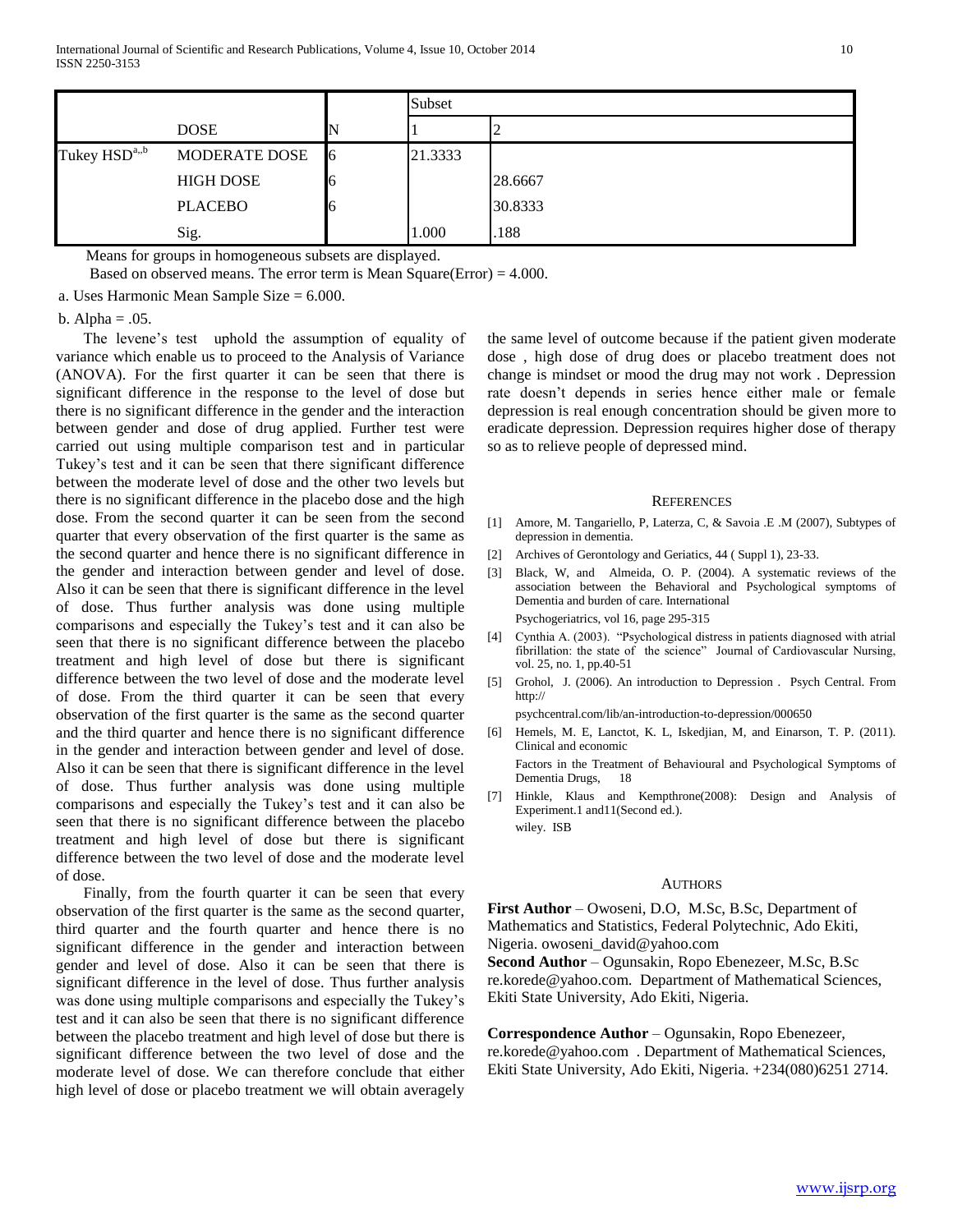| | | | Subset | |
|---|---|---|---|---|
| | DOSE | N | 1 | 2 |
| Tukey HSD[a,,b] | MODERATE DOSE | 6 | 21.3333 | |
| | HIGH DOSE | 6 | | 28.6667 |
| | PLACEBO | 6 | | 30.8333 |
| | Sig. | | 1.000 | .188 |

Means for groups in homogeneous subsets are displayed.

Based on observed means. The error term is Mean Square(Error) = 4.000.

a. Uses Harmonic Mean Sample Size = 6.000.

b. Alpha = .05.

The levene's test uphold the assumption of equality of variance which enable us to proceed to the Analysis of Variance (ANOVA). For the first quarter it can be seen that there is significant difference in the response to the level of dose but there is no significant difference in the gender and the interaction between gender and dose of drug applied. Further test were carried out using multiple comparison test and in particular Tukey's test and it can be seen that there significant difference between the moderate level of dose and the other two levels but there is no significant difference in the placebo dose and the high dose. From the second quarter it can be seen from the second quarter that every observation of the first quarter is the same as the second quarter and hence there is no significant difference in the gender and interaction between gender and level of dose. Also it can be seen that there is significant difference in the level of dose. Thus further analysis was done using multiple comparisons and especially the Tukey's test and it can also be seen that there is no significant difference between the placebo treatment and high level of dose but there is significant difference between the two level of dose and the moderate level of dose. From the third quarter it can be seen that every observation of the first quarter is the same as the second quarter and the third quarter and hence there is no significant difference in the gender and interaction between gender and level of dose. Also it can be seen that there is significant difference in the level of dose. Thus further analysis was done using multiple comparisons and especially the Tukey's test and it can also be seen that there is no significant difference between the placebo treatment and high level of dose but there is significant difference between the two level of dose and the moderate level of dose.

Finally, from the fourth quarter it can be seen that every observation of the first quarter is the same as the second quarter, third quarter and the fourth quarter and hence there is no significant difference in the gender and interaction between gender and level of dose. Also it can be seen that there is significant difference in the level of dose. Thus further analysis was done using multiple comparisons and especially the Tukey's test and it can also be seen that there is no significant difference between the placebo treatment and high level of dose but there is significant difference between the two level of dose and the moderate level of dose. We can therefore conclude that either high level of dose or placebo treatment we will obtain averagely the same level of outcome because if the patient given moderate dose , high dose of drug does or placebo treatment does not change is mindset or mood the drug may not work . Depression rate doesn't depends in series hence either male or female depression is real enough concentration should be given more to eradicate depression. Depression requires higher dose of therapy so as to relieve people of depressed mind.

## References

[1] Amore, M. Tangariello, P, Laterza, C, & Savoia .E .M (2007), Subtypes of depression in dementia.

[2] Archives of Gerontology and Geriatics, 44 ( Suppl 1), 23-33.

[3] Black, W, and Almeida, O. P. (2004). A systematic reviews of the association between the Behavioral and Psychological symptoms of Dementia and burden of care. International Psychogeriatrics, vol 16, page 295-315

[4] Cynthia A. (2003). "Psychological distress in patients diagnosed with atrial fibrillation: the state of the science" Journal of Cardiovascular Nursing, vol. 25, no. 1, pp.40-51

[5] Grohol, J. (2006). An introduction to Depression . Psych Central. From http:// psychcentral.com/lib/an-introduction-to-depression/000650

[6] Hemels, M. E, Lanctot, K. L, Iskedjian, M, and Einarson, T. P. (2011). Clinical and economic Factors in the Treatment of Behavioural and Psychological Symptoms of Dementia Drugs, 18

[7] Hinkle, Klaus and Kempthrone(2008): Design and Analysis of Experiment.1 and11(Second ed.). wiley. ISB

## Authors

**First Author** – Owoseni, D.O, M.Sc, B.Sc, Department of Mathematics and Statistics, Federal Polytechnic, Ado Ekiti, Nigeria. owoseni_david@yahoo.com

**Second Author** – Ogunsakin, Ropo Ebenezeer, M.Sc, B.Sc re.korede@yahoo.com. Department of Mathematical Sciences, Ekiti State University, Ado Ekiti, Nigeria.

**Correspondence Author** – Ogunsakin, Ropo Ebenezeer, re.korede@yahoo.com . Department of Mathematical Sciences, Ekiti State University, Ado Ekiti, Nigeria. +234(080)6251 2714.